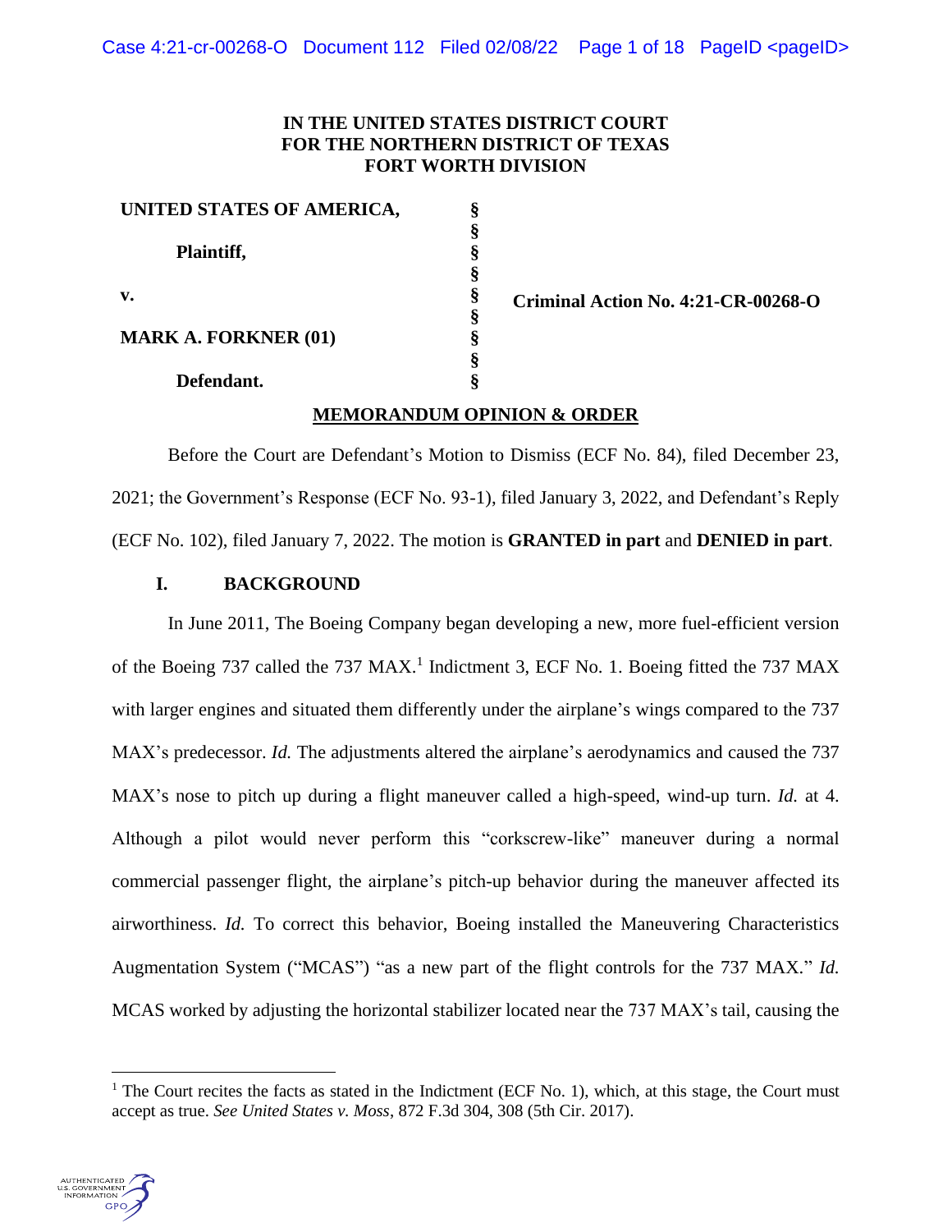**IN THE UNITED STATES DISTRICT COURT**
**FOR THE NORTHERN DISTRICT OF TEXAS**
**FORT WORTH DIVISION**

| | | |
|---|---|---|
| **UNITED STATES OF AMERICA,** | § | |
| | § | |
| **Plaintiff,** | § | |
| | § | |
| **v.** | § | **Criminal Action No. 4:21-CR-00268-O** |
| | § | |
| **MARK A. FORKNER (01)** | § | |
| | § | |
| **Defendant.** | § | |

**MEMORANDUM OPINION & ORDER**

Before the Court are Defendant's Motion to Dismiss (ECF No. 84), filed December 23, 2021; the Government's Response (ECF No. 93-1), filed January 3, 2022, and Defendant's Reply (ECF No. 102), filed January 7, 2022. The motion is **GRANTED in part** and **DENIED in part**.

## I. BACKGROUND

In June 2011, The Boeing Company began developing a new, more fuel-efficient version of the Boeing 737 called the 737 MAX.[1] Indictment 3, ECF No. 1. Boeing fitted the 737 MAX with larger engines and situated them differently under the airplane's wings compared to the 737 MAX's predecessor. *Id.* The adjustments altered the airplane's aerodynamics and caused the 737 MAX's nose to pitch up during a flight maneuver called a high-speed, wind-up turn. *Id.* at 4. Although a pilot would never perform this "corkscrew-like" maneuver during a normal commercial passenger flight, the airplane's pitch-up behavior during the maneuver affected its airworthiness. *Id.* To correct this behavior, Boeing installed the Maneuvering Characteristics Augmentation System ("MCAS") "as a new part of the flight controls for the 737 MAX." *Id.* MCAS worked by adjusting the horizontal stabilizer located near the 737 MAX's tail, causing the

[1] The Court recites the facts as stated in the Indictment (ECF No. 1), which, at this stage, the Court must accept as true. *See United States v. Moss*, 872 F.3d 304, 308 (5th Cir. 2017).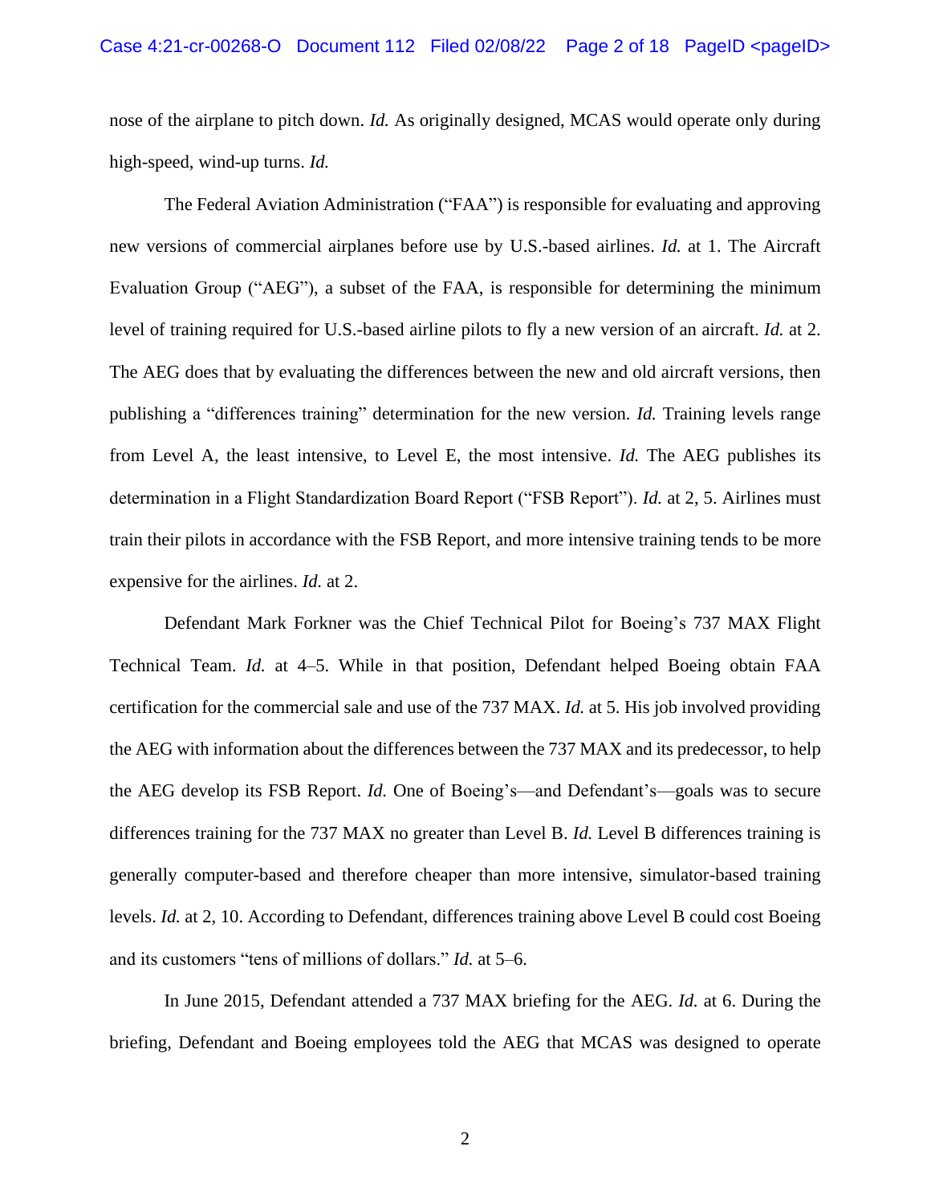nose of the airplane to pitch down. *Id.* As originally designed, MCAS would operate only during high-speed, wind-up turns. *Id.*

The Federal Aviation Administration ("FAA") is responsible for evaluating and approving new versions of commercial airplanes before use by U.S.-based airlines. *Id.* at 1. The Aircraft Evaluation Group ("AEG"), a subset of the FAA, is responsible for determining the minimum level of training required for U.S.-based airline pilots to fly a new version of an aircraft. *Id.* at 2. The AEG does that by evaluating the differences between the new and old aircraft versions, then publishing a "differences training" determination for the new version. *Id.* Training levels range from Level A, the least intensive, to Level E, the most intensive. *Id.* The AEG publishes its determination in a Flight Standardization Board Report ("FSB Report"). *Id.* at 2, 5. Airlines must train their pilots in accordance with the FSB Report, and more intensive training tends to be more expensive for the airlines. *Id.* at 2.

Defendant Mark Forkner was the Chief Technical Pilot for Boeing's 737 MAX Flight Technical Team. *Id.* at 4–5. While in that position, Defendant helped Boeing obtain FAA certification for the commercial sale and use of the 737 MAX. *Id.* at 5. His job involved providing the AEG with information about the differences between the 737 MAX and its predecessor, to help the AEG develop its FSB Report. *Id.* One of Boeing's—and Defendant's—goals was to secure differences training for the 737 MAX no greater than Level B. *Id.* Level B differences training is generally computer-based and therefore cheaper than more intensive, simulator-based training levels. *Id.* at 2, 10. According to Defendant, differences training above Level B could cost Boeing and its customers "tens of millions of dollars." *Id.* at 5–6.

In June 2015, Defendant attended a 737 MAX briefing for the AEG. *Id.* at 6. During the briefing, Defendant and Boeing employees told the AEG that MCAS was designed to operate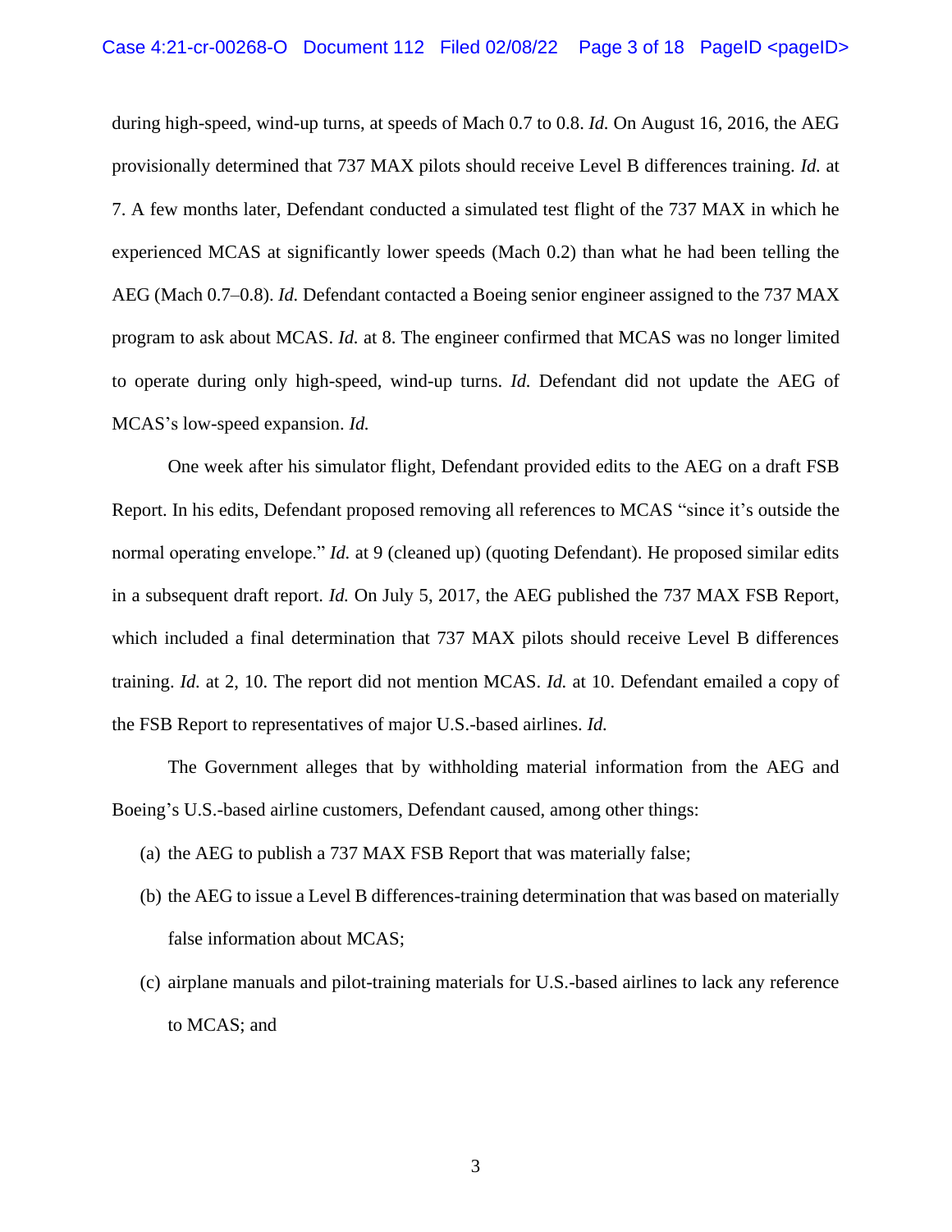during high-speed, wind-up turns, at speeds of Mach 0.7 to 0.8. *Id.* On August 16, 2016, the AEG provisionally determined that 737 MAX pilots should receive Level B differences training. *Id.* at 7. A few months later, Defendant conducted a simulated test flight of the 737 MAX in which he experienced MCAS at significantly lower speeds (Mach 0.2) than what he had been telling the AEG (Mach 0.7–0.8). *Id.* Defendant contacted a Boeing senior engineer assigned to the 737 MAX program to ask about MCAS. *Id.* at 8. The engineer confirmed that MCAS was no longer limited to operate during only high-speed, wind-up turns. *Id.* Defendant did not update the AEG of MCAS's low-speed expansion. *Id.*

One week after his simulator flight, Defendant provided edits to the AEG on a draft FSB Report. In his edits, Defendant proposed removing all references to MCAS "since it's outside the normal operating envelope." *Id.* at 9 (cleaned up) (quoting Defendant). He proposed similar edits in a subsequent draft report. *Id.* On July 5, 2017, the AEG published the 737 MAX FSB Report, which included a final determination that 737 MAX pilots should receive Level B differences training. *Id.* at 2, 10. The report did not mention MCAS. *Id.* at 10. Defendant emailed a copy of the FSB Report to representatives of major U.S.-based airlines. *Id.*

The Government alleges that by withholding material information from the AEG and Boeing's U.S.-based airline customers, Defendant caused, among other things:

(a) the AEG to publish a 737 MAX FSB Report that was materially false;

(b) the AEG to issue a Level B differences-training determination that was based on materially false information about MCAS;

(c) airplane manuals and pilot-training materials for U.S.-based airlines to lack any reference to MCAS; and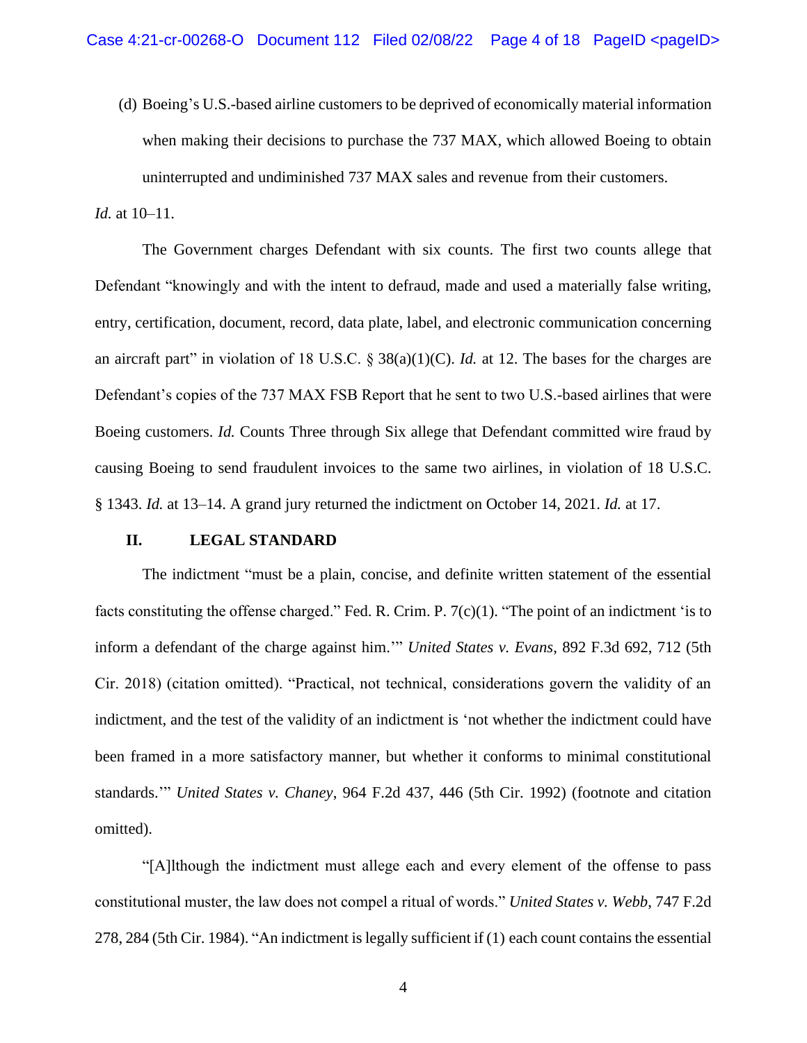(d) Boeing's U.S.-based airline customers to be deprived of economically material information when making their decisions to purchase the 737 MAX, which allowed Boeing to obtain uninterrupted and undiminished 737 MAX sales and revenue from their customers.

*Id.* at 10–11.

The Government charges Defendant with six counts. The first two counts allege that Defendant "knowingly and with the intent to defraud, made and used a materially false writing, entry, certification, document, record, data plate, label, and electronic communication concerning an aircraft part" in violation of 18 U.S.C. § 38(a)(1)(C). *Id.* at 12. The bases for the charges are Defendant's copies of the 737 MAX FSB Report that he sent to two U.S.-based airlines that were Boeing customers. *Id.* Counts Three through Six allege that Defendant committed wire fraud by causing Boeing to send fraudulent invoices to the same two airlines, in violation of 18 U.S.C. § 1343. *Id.* at 13–14. A grand jury returned the indictment on October 14, 2021. *Id.* at 17.

## II. LEGAL STANDARD

The indictment "must be a plain, concise, and definite written statement of the essential facts constituting the offense charged." Fed. R. Crim. P. 7(c)(1). "The point of an indictment 'is to inform a defendant of the charge against him.'" *United States v. Evans*, 892 F.3d 692, 712 (5th Cir. 2018) (citation omitted). "Practical, not technical, considerations govern the validity of an indictment, and the test of the validity of an indictment is 'not whether the indictment could have been framed in a more satisfactory manner, but whether it conforms to minimal constitutional standards.'" *United States v. Chaney*, 964 F.2d 437, 446 (5th Cir. 1992) (footnote and citation omitted).

"[A]lthough the indictment must allege each and every element of the offense to pass constitutional muster, the law does not compel a ritual of words." *United States v. Webb*, 747 F.2d 278, 284 (5th Cir. 1984). "An indictment is legally sufficient if (1) each count contains the essential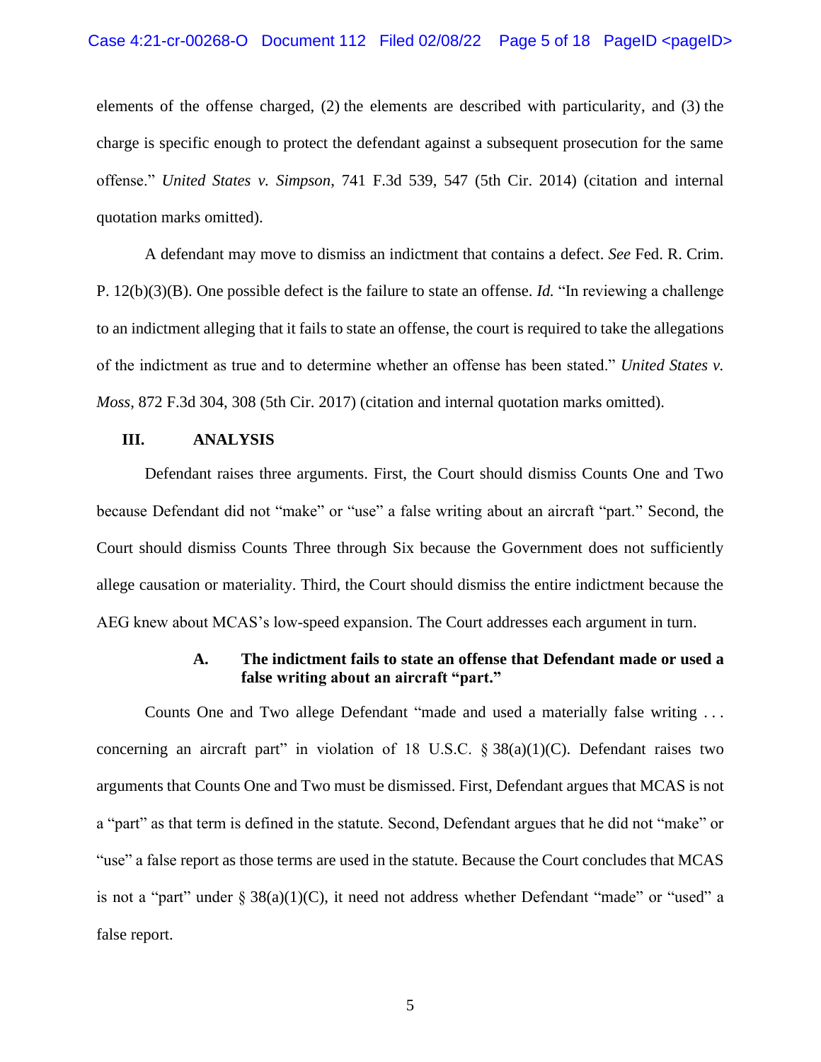elements of the offense charged, (2) the elements are described with particularity, and (3) the charge is specific enough to protect the defendant against a subsequent prosecution for the same offense." *United States v. Simpson*, 741 F.3d 539, 547 (5th Cir. 2014) (citation and internal quotation marks omitted).

A defendant may move to dismiss an indictment that contains a defect. *See* Fed. R. Crim. P. 12(b)(3)(B). One possible defect is the failure to state an offense. *Id.* "In reviewing a challenge to an indictment alleging that it fails to state an offense, the court is required to take the allegations of the indictment as true and to determine whether an offense has been stated." *United States v. Moss*, 872 F.3d 304, 308 (5th Cir. 2017) (citation and internal quotation marks omitted).

## III. ANALYSIS

Defendant raises three arguments. First, the Court should dismiss Counts One and Two because Defendant did not "make" or "use" a false writing about an aircraft "part." Second, the Court should dismiss Counts Three through Six because the Government does not sufficiently allege causation or materiality. Third, the Court should dismiss the entire indictment because the AEG knew about MCAS's low-speed expansion. The Court addresses each argument in turn.

### A. The indictment fails to state an offense that Defendant made or used a false writing about an aircraft "part."

Counts One and Two allege Defendant "made and used a materially false writing . . . concerning an aircraft part" in violation of 18 U.S.C. § 38(a)(1)(C). Defendant raises two arguments that Counts One and Two must be dismissed. First, Defendant argues that MCAS is not a "part" as that term is defined in the statute. Second, Defendant argues that he did not "make" or "use" a false report as those terms are used in the statute. Because the Court concludes that MCAS is not a "part" under § 38(a)(1)(C), it need not address whether Defendant "made" or "used" a false report.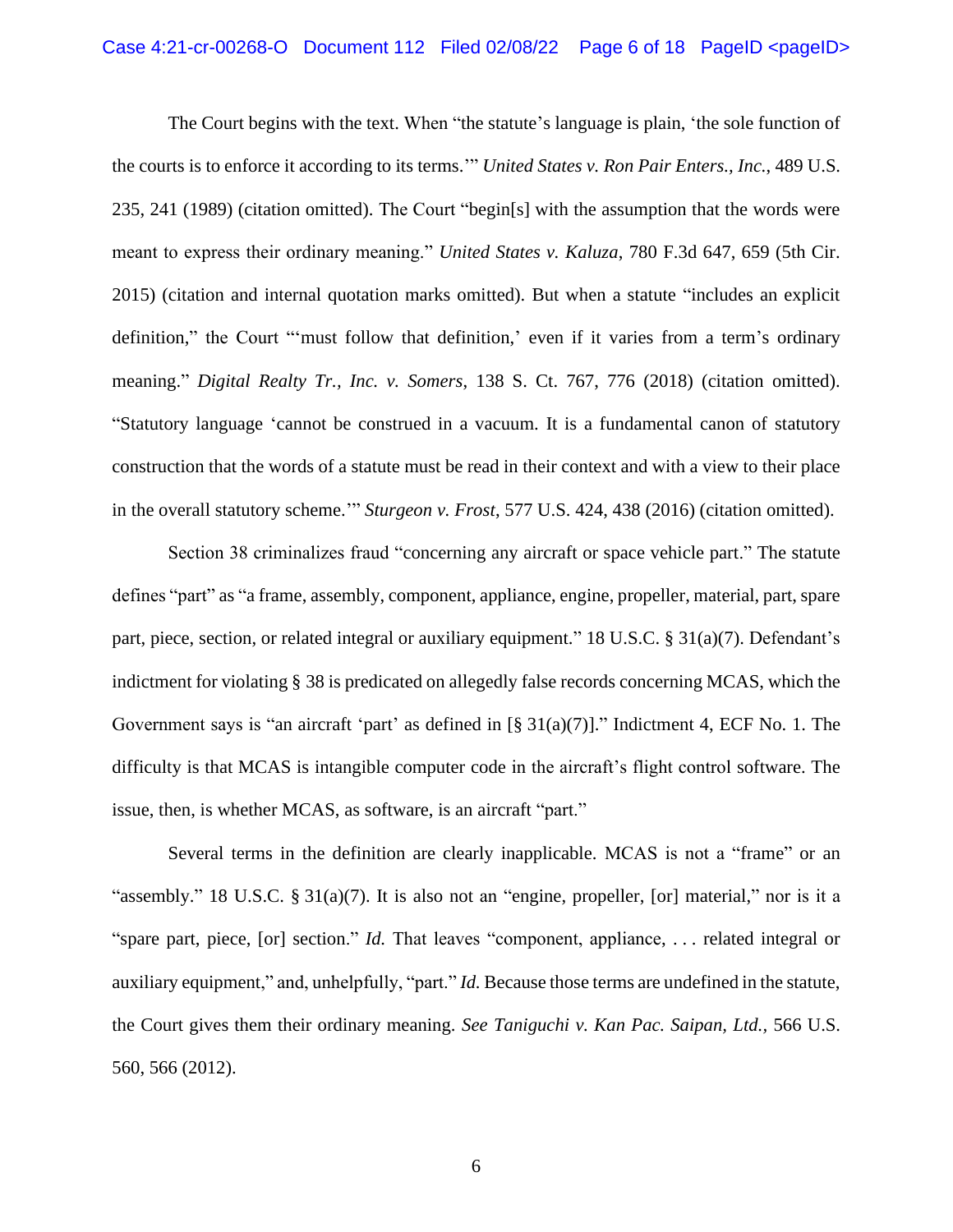The Court begins with the text. When "the statute's language is plain, 'the sole function of the courts is to enforce it according to its terms.'" *United States v. Ron Pair Enters., Inc.*, 489 U.S. 235, 241 (1989) (citation omitted). The Court "begin[s] with the assumption that the words were meant to express their ordinary meaning." *United States v. Kaluza*, 780 F.3d 647, 659 (5th Cir. 2015) (citation and internal quotation marks omitted). But when a statute "includes an explicit definition," the Court "'must follow that definition,' even if it varies from a term's ordinary meaning." *Digital Realty Tr., Inc. v. Somers*, 138 S. Ct. 767, 776 (2018) (citation omitted). "Statutory language 'cannot be construed in a vacuum. It is a fundamental canon of statutory construction that the words of a statute must be read in their context and with a view to their place in the overall statutory scheme.'" *Sturgeon v. Frost*, 577 U.S. 424, 438 (2016) (citation omitted).

Section 38 criminalizes fraud "concerning any aircraft or space vehicle part." The statute defines "part" as "a frame, assembly, component, appliance, engine, propeller, material, part, spare part, piece, section, or related integral or auxiliary equipment." 18 U.S.C. § 31(a)(7). Defendant's indictment for violating § 38 is predicated on allegedly false records concerning MCAS, which the Government says is "an aircraft 'part' as defined in [§ 31(a)(7)]." Indictment 4, ECF No. 1. The difficulty is that MCAS is intangible computer code in the aircraft's flight control software. The issue, then, is whether MCAS, as software, is an aircraft "part."

Several terms in the definition are clearly inapplicable. MCAS is not a "frame" or an "assembly." 18 U.S.C. § 31(a)(7). It is also not an "engine, propeller, [or] material," nor is it a "spare part, piece, [or] section." *Id.* That leaves "component, appliance, . . . related integral or auxiliary equipment," and, unhelpfully, "part." *Id.* Because those terms are undefined in the statute, the Court gives them their ordinary meaning. *See Taniguchi v. Kan Pac. Saipan, Ltd.*, 566 U.S. 560, 566 (2012).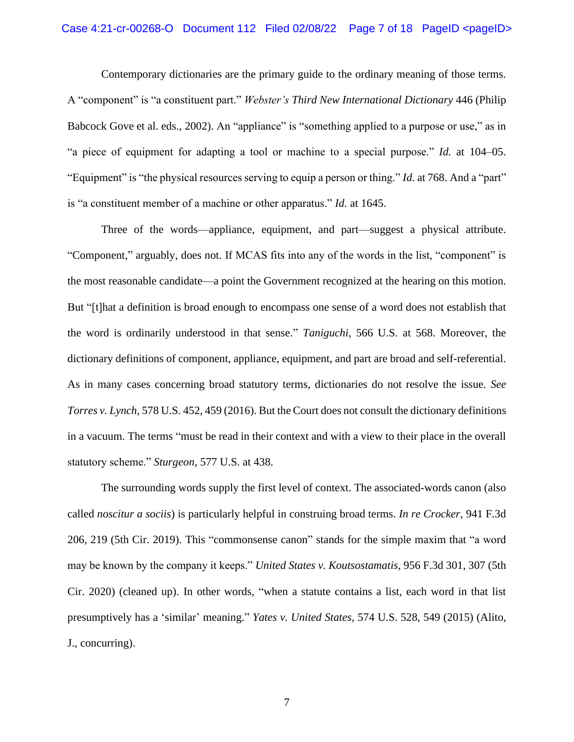Contemporary dictionaries are the primary guide to the ordinary meaning of those terms. A "component" is "a constituent part." *Webster's Third New International Dictionary* 446 (Philip Babcock Gove et al. eds., 2002). An "appliance" is "something applied to a purpose or use," as in "a piece of equipment for adapting a tool or machine to a special purpose." *Id.* at 104–05. "Equipment" is "the physical resources serving to equip a person or thing." *Id.* at 768. And a "part" is "a constituent member of a machine or other apparatus." *Id.* at 1645.

Three of the words—appliance, equipment, and part—suggest a physical attribute. "Component," arguably, does not. If MCAS fits into any of the words in the list, "component" is the most reasonable candidate—a point the Government recognized at the hearing on this motion. But "[t]hat a definition is broad enough to encompass one sense of a word does not establish that the word is ordinarily understood in that sense." *Taniguchi*, 566 U.S. at 568. Moreover, the dictionary definitions of component, appliance, equipment, and part are broad and self-referential. As in many cases concerning broad statutory terms, dictionaries do not resolve the issue. *See Torres v. Lynch*, 578 U.S. 452, 459 (2016). But the Court does not consult the dictionary definitions in a vacuum. The terms "must be read in their context and with a view to their place in the overall statutory scheme." *Sturgeon*, 577 U.S. at 438.

The surrounding words supply the first level of context. The associated-words canon (also called *noscitur a sociis*) is particularly helpful in construing broad terms. *In re Crocker*, 941 F.3d 206, 219 (5th Cir. 2019). This "commonsense canon" stands for the simple maxim that "a word may be known by the company it keeps." *United States v. Koutsostamatis*, 956 F.3d 301, 307 (5th Cir. 2020) (cleaned up). In other words, "when a statute contains a list, each word in that list presumptively has a 'similar' meaning." *Yates v. United States*, 574 U.S. 528, 549 (2015) (Alito, J., concurring).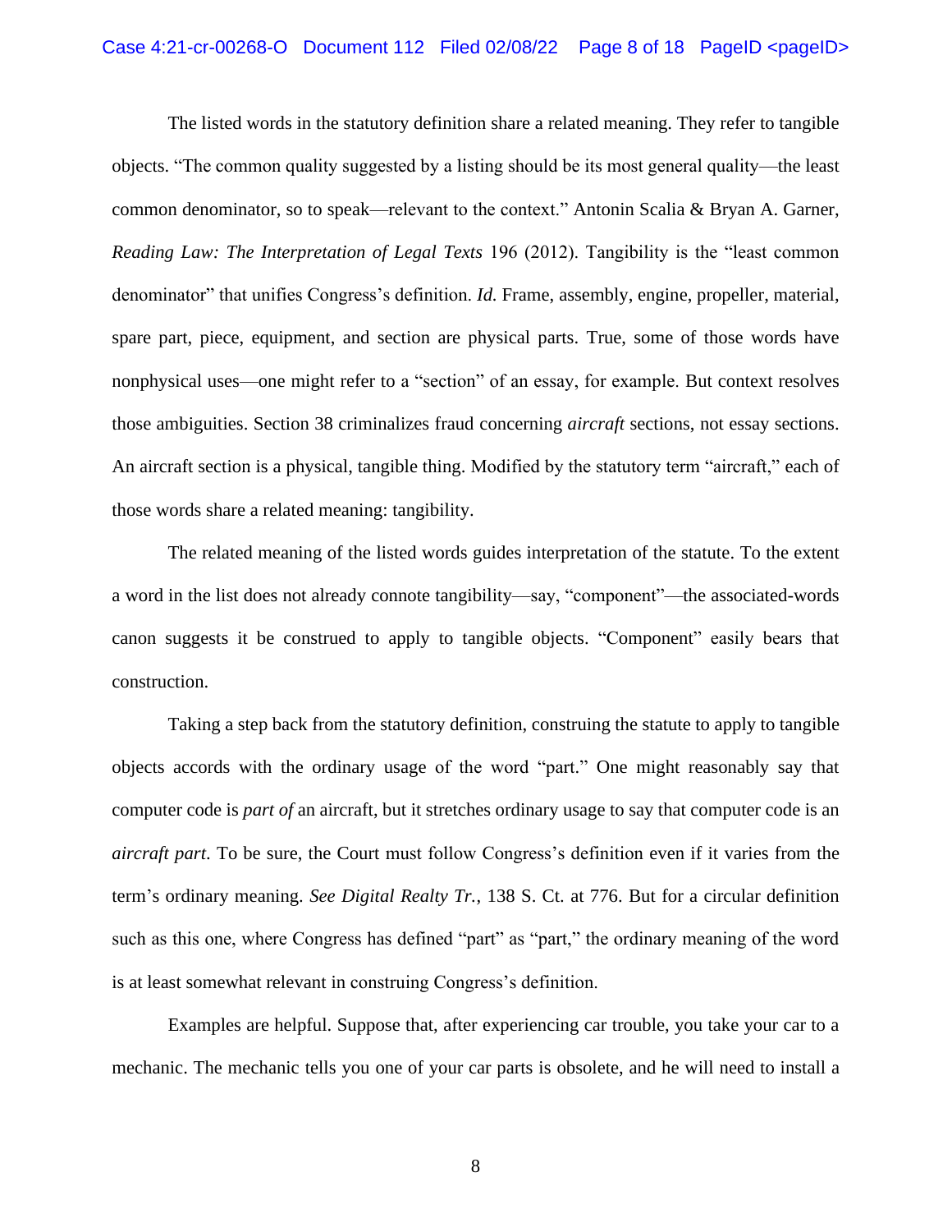The listed words in the statutory definition share a related meaning. They refer to tangible objects. "The common quality suggested by a listing should be its most general quality—the least common denominator, so to speak—relevant to the context." Antonin Scalia & Bryan A. Garner, *Reading Law: The Interpretation of Legal Texts* 196 (2012). Tangibility is the "least common denominator" that unifies Congress's definition. *Id.* Frame, assembly, engine, propeller, material, spare part, piece, equipment, and section are physical parts. True, some of those words have nonphysical uses—one might refer to a "section" of an essay, for example. But context resolves those ambiguities. Section 38 criminalizes fraud concerning *aircraft* sections, not essay sections. An aircraft section is a physical, tangible thing. Modified by the statutory term "aircraft," each of those words share a related meaning: tangibility.

The related meaning of the listed words guides interpretation of the statute. To the extent a word in the list does not already connote tangibility—say, "component"—the associated-words canon suggests it be construed to apply to tangible objects. "Component" easily bears that construction.

Taking a step back from the statutory definition, construing the statute to apply to tangible objects accords with the ordinary usage of the word "part." One might reasonably say that computer code is *part of* an aircraft, but it stretches ordinary usage to say that computer code is an *aircraft part*. To be sure, the Court must follow Congress's definition even if it varies from the term's ordinary meaning. *See Digital Realty Tr.*, 138 S. Ct. at 776. But for a circular definition such as this one, where Congress has defined "part" as "part," the ordinary meaning of the word is at least somewhat relevant in construing Congress's definition.

Examples are helpful. Suppose that, after experiencing car trouble, you take your car to a mechanic. The mechanic tells you one of your car parts is obsolete, and he will need to install a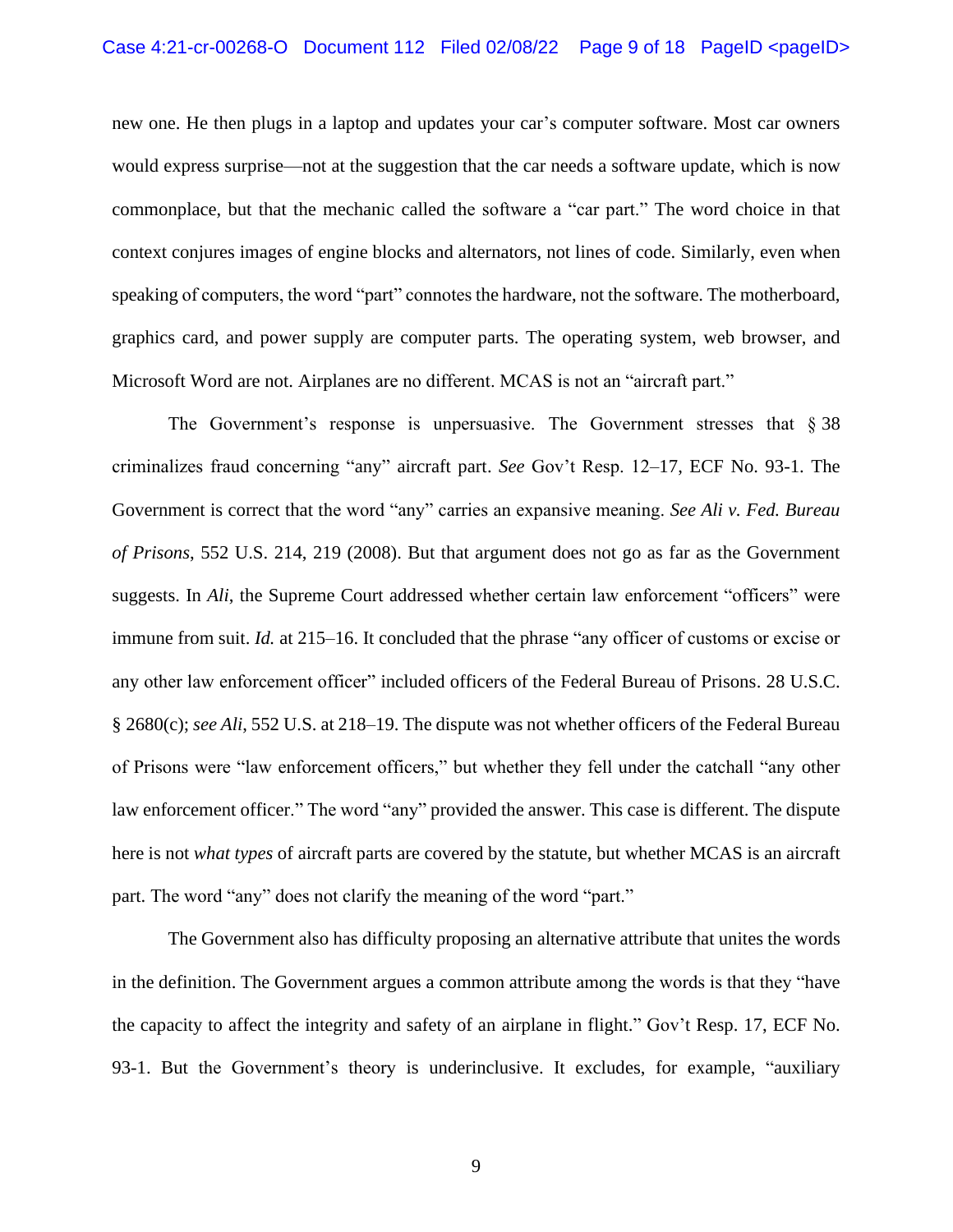new one. He then plugs in a laptop and updates your car's computer software. Most car owners would express surprise—not at the suggestion that the car needs a software update, which is now commonplace, but that the mechanic called the software a "car part." The word choice in that context conjures images of engine blocks and alternators, not lines of code. Similarly, even when speaking of computers, the word "part" connotes the hardware, not the software. The motherboard, graphics card, and power supply are computer parts. The operating system, web browser, and Microsoft Word are not. Airplanes are no different. MCAS is not an "aircraft part."

The Government's response is unpersuasive. The Government stresses that § 38 criminalizes fraud concerning "any" aircraft part. *See* Gov't Resp. 12–17, ECF No. 93-1. The Government is correct that the word "any" carries an expansive meaning. *See Ali v. Fed. Bureau of Prisons*, 552 U.S. 214, 219 (2008). But that argument does not go as far as the Government suggests. In *Ali*, the Supreme Court addressed whether certain law enforcement "officers" were immune from suit. *Id.* at 215–16. It concluded that the phrase "any officer of customs or excise or any other law enforcement officer" included officers of the Federal Bureau of Prisons. 28 U.S.C. § 2680(c); *see Ali*, 552 U.S. at 218–19. The dispute was not whether officers of the Federal Bureau of Prisons were "law enforcement officers," but whether they fell under the catchall "any other law enforcement officer." The word "any" provided the answer. This case is different. The dispute here is not *what types* of aircraft parts are covered by the statute, but whether MCAS is an aircraft part. The word "any" does not clarify the meaning of the word "part."

The Government also has difficulty proposing an alternative attribute that unites the words in the definition. The Government argues a common attribute among the words is that they "have the capacity to affect the integrity and safety of an airplane in flight." Gov't Resp. 17, ECF No. 93-1. But the Government's theory is underinclusive. It excludes, for example, "auxiliary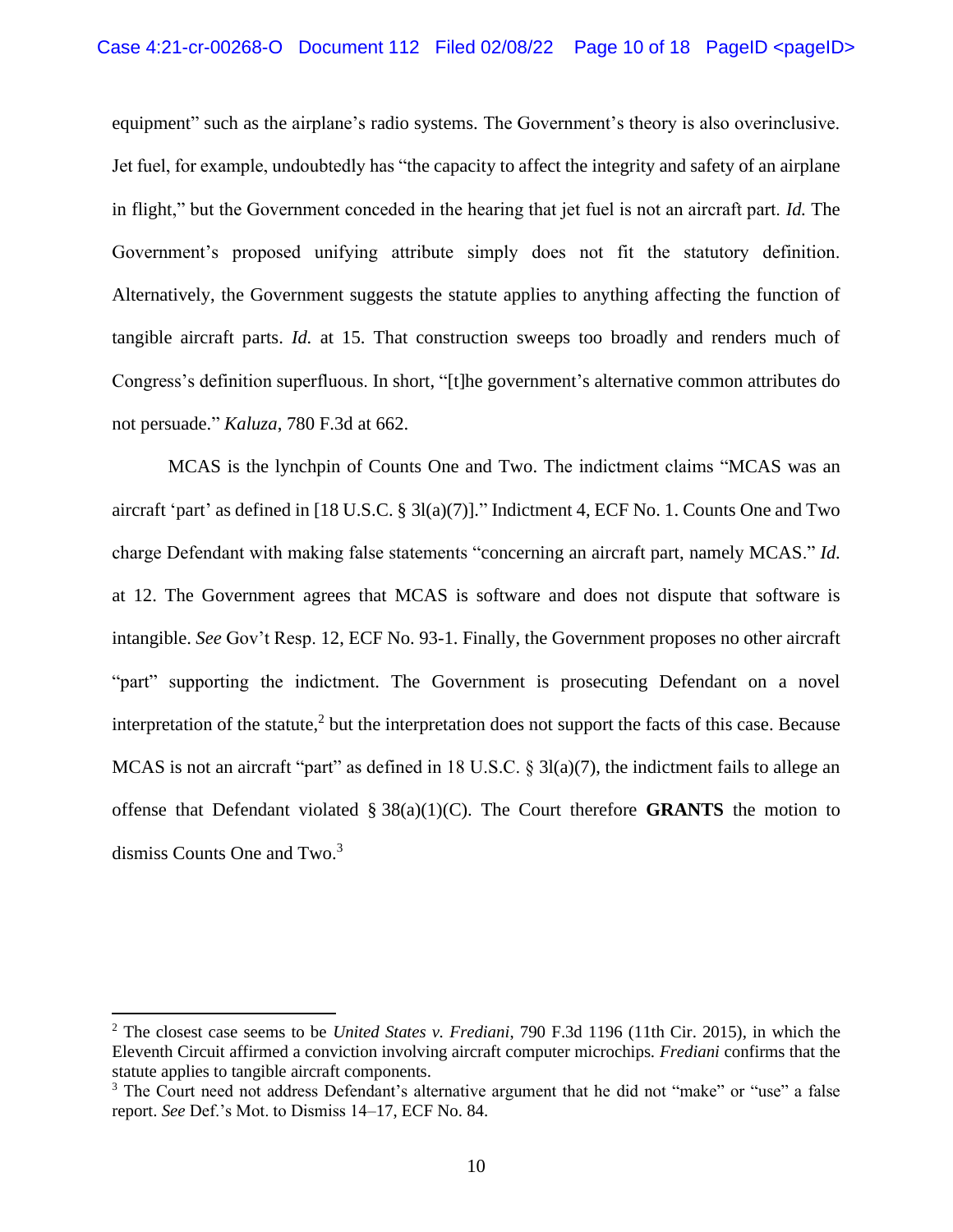equipment" such as the airplane's radio systems. The Government's theory is also overinclusive. Jet fuel, for example, undoubtedly has "the capacity to affect the integrity and safety of an airplane in flight," but the Government conceded in the hearing that jet fuel is not an aircraft part. *Id.* The Government's proposed unifying attribute simply does not fit the statutory definition. Alternatively, the Government suggests the statute applies to anything affecting the function of tangible aircraft parts. *Id.* at 15. That construction sweeps too broadly and renders much of Congress's definition superfluous. In short, "[t]he government's alternative common attributes do not persuade." *Kaluza*, 780 F.3d at 662.

MCAS is the lynchpin of Counts One and Two. The indictment claims "MCAS was an aircraft 'part' as defined in [18 U.S.C. § 31(a)(7)]." Indictment 4, ECF No. 1. Counts One and Two charge Defendant with making false statements "concerning an aircraft part, namely MCAS." *Id.* at 12. The Government agrees that MCAS is software and does not dispute that software is intangible. *See* Gov't Resp. 12, ECF No. 93-1. Finally, the Government proposes no other aircraft "part" supporting the indictment. The Government is prosecuting Defendant on a novel interpretation of the statute,[2] but the interpretation does not support the facts of this case. Because MCAS is not an aircraft "part" as defined in 18 U.S.C. § 31(a)(7), the indictment fails to allege an offense that Defendant violated § 38(a)(1)(C). The Court therefore **GRANTS** the motion to dismiss Counts One and Two.[3]

---

[2] The closest case seems to be *United States v. Frediani*, 790 F.3d 1196 (11th Cir. 2015), in which the Eleventh Circuit affirmed a conviction involving aircraft computer microchips. *Frediani* confirms that the statute applies to tangible aircraft components.

[3] The Court need not address Defendant's alternative argument that he did not "make" or "use" a false report. *See* Def.'s Mot. to Dismiss 14–17, ECF No. 84.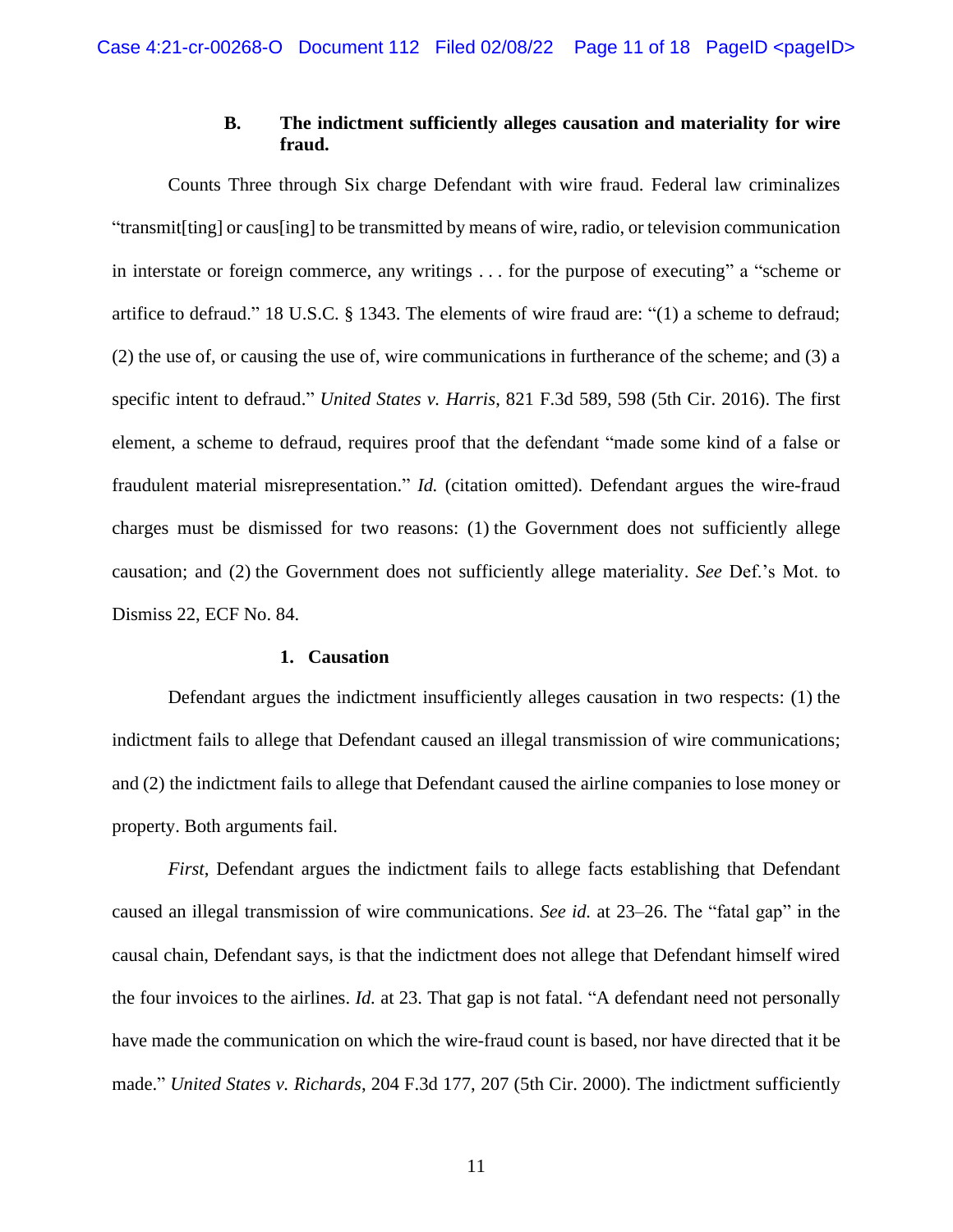### B. The indictment sufficiently alleges causation and materiality for wire fraud.

Counts Three through Six charge Defendant with wire fraud. Federal law criminalizes "transmit[ting] or caus[ing] to be transmitted by means of wire, radio, or television communication in interstate or foreign commerce, any writings . . . for the purpose of executing" a "scheme or artifice to defraud." 18 U.S.C. § 1343. The elements of wire fraud are: "(1) a scheme to defraud; (2) the use of, or causing the use of, wire communications in furtherance of the scheme; and (3) a specific intent to defraud." *United States v. Harris*, 821 F.3d 589, 598 (5th Cir. 2016). The first element, a scheme to defraud, requires proof that the defendant "made some kind of a false or fraudulent material misrepresentation." *Id.* (citation omitted). Defendant argues the wire-fraud charges must be dismissed for two reasons: (1) the Government does not sufficiently allege causation; and (2) the Government does not sufficiently allege materiality. *See* Def.'s Mot. to Dismiss 22, ECF No. 84.

#### 1. Causation

Defendant argues the indictment insufficiently alleges causation in two respects: (1) the indictment fails to allege that Defendant caused an illegal transmission of wire communications; and (2) the indictment fails to allege that Defendant caused the airline companies to lose money or property. Both arguments fail.

*First*, Defendant argues the indictment fails to allege facts establishing that Defendant caused an illegal transmission of wire communications. *See id.* at 23–26. The "fatal gap" in the causal chain, Defendant says, is that the indictment does not allege that Defendant himself wired the four invoices to the airlines. *Id.* at 23. That gap is not fatal. "A defendant need not personally have made the communication on which the wire-fraud count is based, nor have directed that it be made." *United States v. Richards*, 204 F.3d 177, 207 (5th Cir. 2000). The indictment sufficiently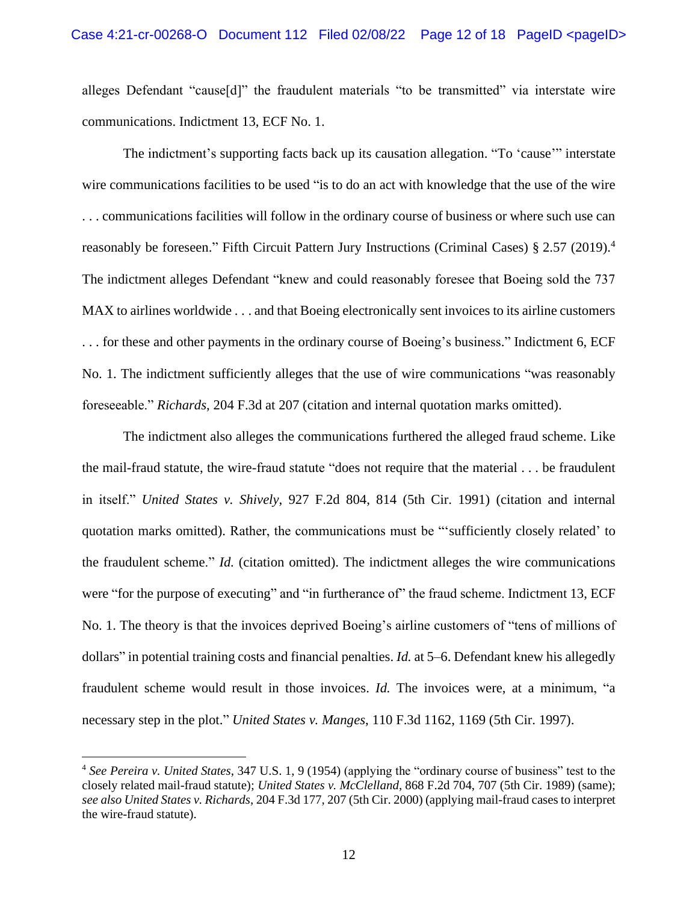alleges Defendant "cause[d]" the fraudulent materials "to be transmitted" via interstate wire communications. Indictment 13, ECF No. 1.

The indictment's supporting facts back up its causation allegation. "To 'cause'" interstate wire communications facilities to be used "is to do an act with knowledge that the use of the wire . . . communications facilities will follow in the ordinary course of business or where such use can reasonably be foreseen." Fifth Circuit Pattern Jury Instructions (Criminal Cases) § 2.57 (2019).[4] The indictment alleges Defendant "knew and could reasonably foresee that Boeing sold the 737 MAX to airlines worldwide . . . and that Boeing electronically sent invoices to its airline customers . . . for these and other payments in the ordinary course of Boeing's business." Indictment 6, ECF No. 1. The indictment sufficiently alleges that the use of wire communications "was reasonably foreseeable." *Richards*, 204 F.3d at 207 (citation and internal quotation marks omitted).

The indictment also alleges the communications furthered the alleged fraud scheme. Like the mail-fraud statute, the wire-fraud statute "does not require that the material . . . be fraudulent in itself." *United States v. Shively*, 927 F.2d 804, 814 (5th Cir. 1991) (citation and internal quotation marks omitted). Rather, the communications must be "'sufficiently closely related' to the fraudulent scheme." *Id.* (citation omitted). The indictment alleges the wire communications were "for the purpose of executing" and "in furtherance of" the fraud scheme. Indictment 13, ECF No. 1. The theory is that the invoices deprived Boeing's airline customers of "tens of millions of dollars" in potential training costs and financial penalties. *Id.* at 5–6. Defendant knew his allegedly fraudulent scheme would result in those invoices. *Id.* The invoices were, at a minimum, "a necessary step in the plot." *United States v. Manges*, 110 F.3d 1162, 1169 (5th Cir. 1997).

---

[4] *See Pereira v. United States*, 347 U.S. 1, 9 (1954) (applying the "ordinary course of business" test to the closely related mail-fraud statute); *United States v. McClelland*, 868 F.2d 704, 707 (5th Cir. 1989) (same); *see also United States v. Richards*, 204 F.3d 177, 207 (5th Cir. 2000) (applying mail-fraud cases to interpret the wire-fraud statute).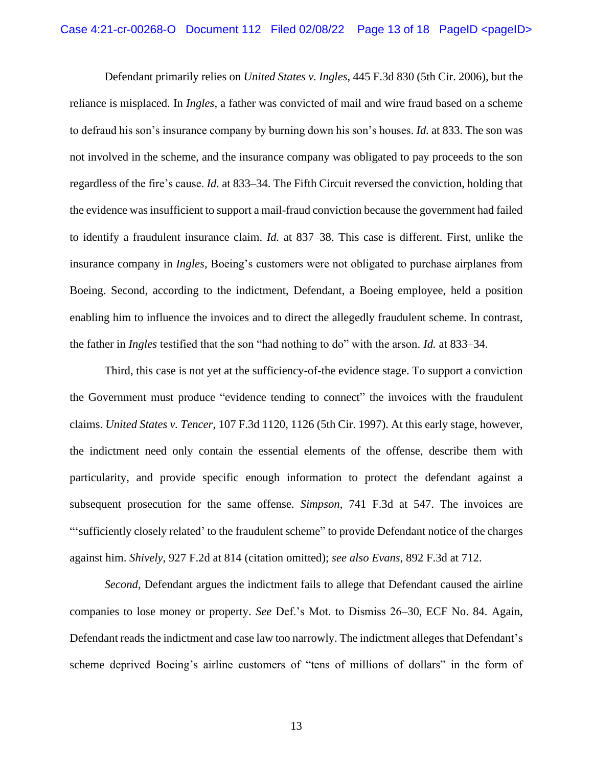Defendant primarily relies on *United States v. Ingles*, 445 F.3d 830 (5th Cir. 2006), but the reliance is misplaced. In *Ingles*, a father was convicted of mail and wire fraud based on a scheme to defraud his son's insurance company by burning down his son's houses. *Id.* at 833. The son was not involved in the scheme, and the insurance company was obligated to pay proceeds to the son regardless of the fire's cause. *Id.* at 833–34. The Fifth Circuit reversed the conviction, holding that the evidence was insufficient to support a mail-fraud conviction because the government had failed to identify a fraudulent insurance claim. *Id.* at 837–38. This case is different. First, unlike the insurance company in *Ingles*, Boeing's customers were not obligated to purchase airplanes from Boeing. Second, according to the indictment, Defendant, a Boeing employee, held a position enabling him to influence the invoices and to direct the allegedly fraudulent scheme. In contrast, the father in *Ingles* testified that the son "had nothing to do" with the arson. *Id.* at 833–34.

Third, this case is not yet at the sufficiency-of-the evidence stage. To support a conviction the Government must produce "evidence tending to connect" the invoices with the fraudulent claims. *United States v. Tencer*, 107 F.3d 1120, 1126 (5th Cir. 1997). At this early stage, however, the indictment need only contain the essential elements of the offense, describe them with particularity, and provide specific enough information to protect the defendant against a subsequent prosecution for the same offense. *Simpson*, 741 F.3d at 547. The invoices are "'sufficiently closely related' to the fraudulent scheme" to provide Defendant notice of the charges against him. *Shively*, 927 F.2d at 814 (citation omitted); *see also Evans*, 892 F.3d at 712.

*Second*, Defendant argues the indictment fails to allege that Defendant caused the airline companies to lose money or property. *See* Def.'s Mot. to Dismiss 26–30, ECF No. 84. Again, Defendant reads the indictment and case law too narrowly. The indictment alleges that Defendant's scheme deprived Boeing's airline customers of "tens of millions of dollars" in the form of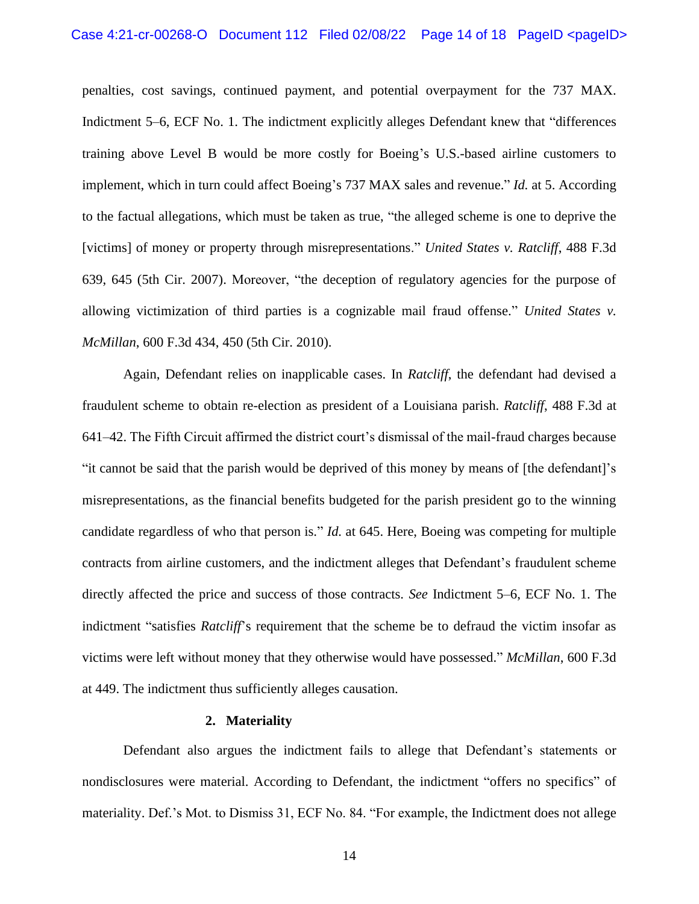penalties, cost savings, continued payment, and potential overpayment for the 737 MAX. Indictment 5–6, ECF No. 1. The indictment explicitly alleges Defendant knew that "differences training above Level B would be more costly for Boeing's U.S.-based airline customers to implement, which in turn could affect Boeing's 737 MAX sales and revenue." *Id.* at 5. According to the factual allegations, which must be taken as true, "the alleged scheme is one to deprive the [victims] of money or property through misrepresentations." *United States v. Ratcliff*, 488 F.3d 639, 645 (5th Cir. 2007). Moreover, "the deception of regulatory agencies for the purpose of allowing victimization of third parties is a cognizable mail fraud offense." *United States v. McMillan*, 600 F.3d 434, 450 (5th Cir. 2010).

Again, Defendant relies on inapplicable cases. In *Ratcliff*, the defendant had devised a fraudulent scheme to obtain re-election as president of a Louisiana parish. *Ratcliff*, 488 F.3d at 641–42. The Fifth Circuit affirmed the district court's dismissal of the mail-fraud charges because "it cannot be said that the parish would be deprived of this money by means of [the defendant]'s misrepresentations, as the financial benefits budgeted for the parish president go to the winning candidate regardless of who that person is." *Id.* at 645. Here, Boeing was competing for multiple contracts from airline customers, and the indictment alleges that Defendant's fraudulent scheme directly affected the price and success of those contracts. *See* Indictment 5–6, ECF No. 1. The indictment "satisfies *Ratcliff*'s requirement that the scheme be to defraud the victim insofar as victims were left without money that they otherwise would have possessed." *McMillan*, 600 F.3d at 449. The indictment thus sufficiently alleges causation.

#### 2. Materiality

Defendant also argues the indictment fails to allege that Defendant's statements or nondisclosures were material. According to Defendant, the indictment "offers no specifics" of materiality. Def.'s Mot. to Dismiss 31, ECF No. 84. "For example, the Indictment does not allege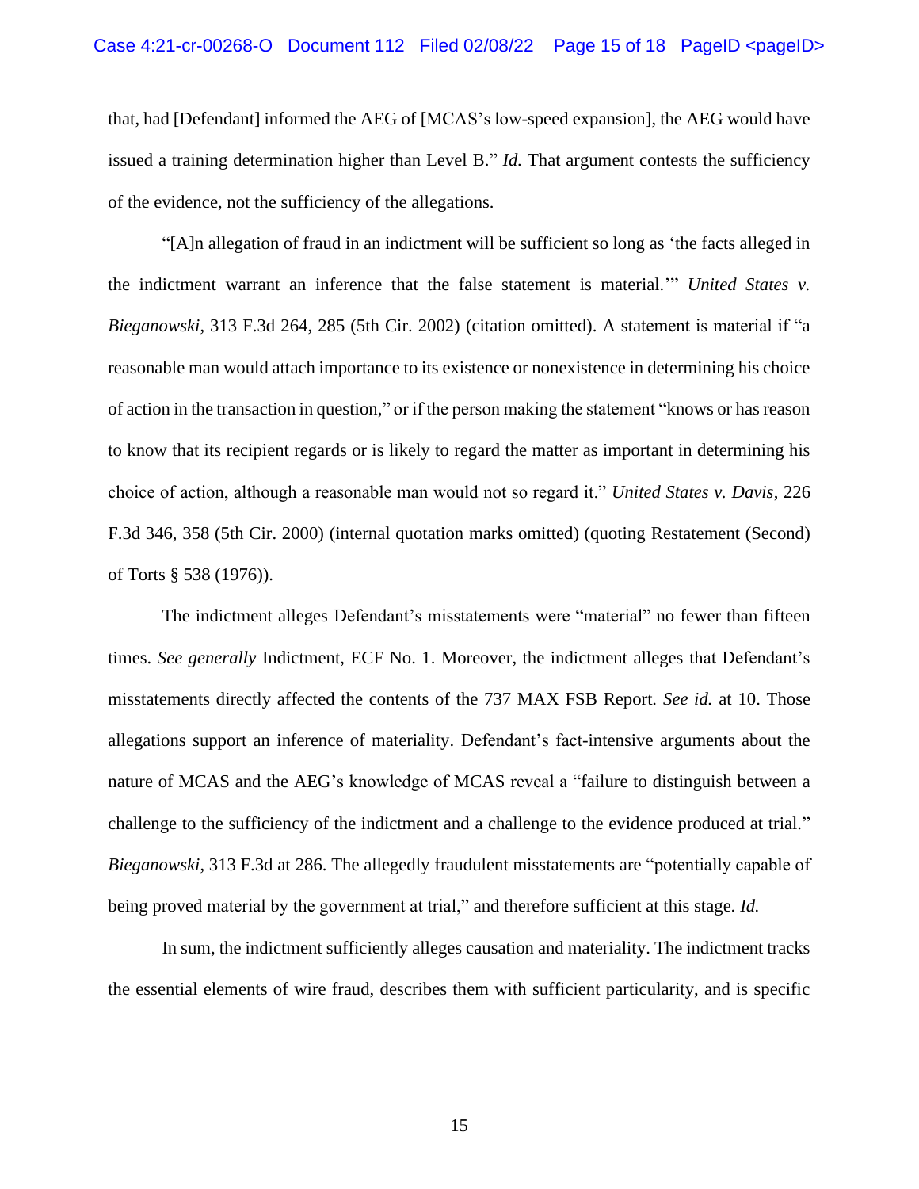that, had [Defendant] informed the AEG of [MCAS's low-speed expansion], the AEG would have issued a training determination higher than Level B." *Id.* That argument contests the sufficiency of the evidence, not the sufficiency of the allegations.

"[A]n allegation of fraud in an indictment will be sufficient so long as 'the facts alleged in the indictment warrant an inference that the false statement is material.'" *United States v. Bieganowski*, 313 F.3d 264, 285 (5th Cir. 2002) (citation omitted). A statement is material if "a reasonable man would attach importance to its existence or nonexistence in determining his choice of action in the transaction in question," or if the person making the statement "knows or has reason to know that its recipient regards or is likely to regard the matter as important in determining his choice of action, although a reasonable man would not so regard it." *United States v. Davis*, 226 F.3d 346, 358 (5th Cir. 2000) (internal quotation marks omitted) (quoting Restatement (Second) of Torts § 538 (1976)).

The indictment alleges Defendant's misstatements were "material" no fewer than fifteen times. *See generally* Indictment, ECF No. 1. Moreover, the indictment alleges that Defendant's misstatements directly affected the contents of the 737 MAX FSB Report. *See id.* at 10. Those allegations support an inference of materiality. Defendant's fact-intensive arguments about the nature of MCAS and the AEG's knowledge of MCAS reveal a "failure to distinguish between a challenge to the sufficiency of the indictment and a challenge to the evidence produced at trial." *Bieganowski*, 313 F.3d at 286. The allegedly fraudulent misstatements are "potentially capable of being proved material by the government at trial," and therefore sufficient at this stage. *Id.*

In sum, the indictment sufficiently alleges causation and materiality. The indictment tracks the essential elements of wire fraud, describes them with sufficient particularity, and is specific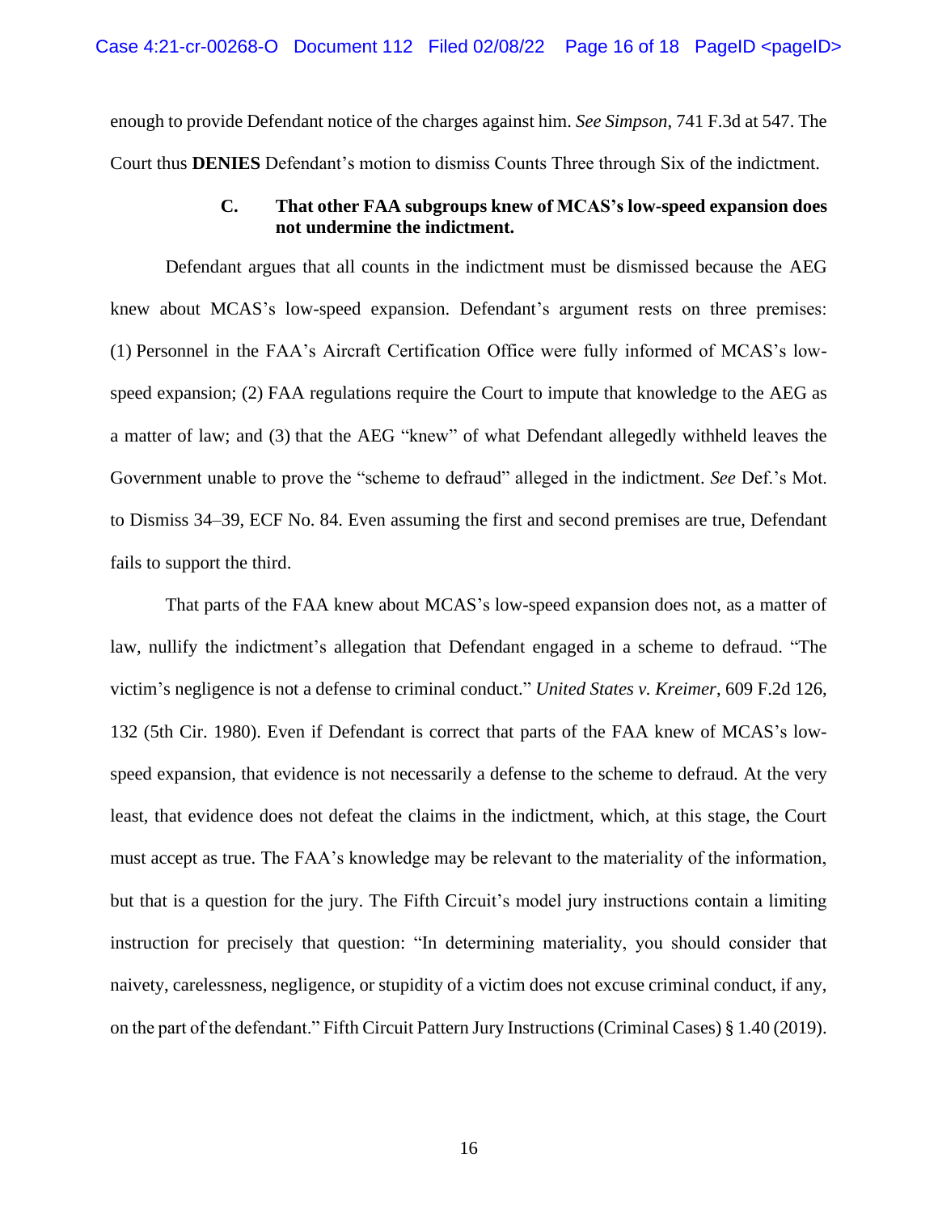enough to provide Defendant notice of the charges against him. *See Simpson*, 741 F.3d at 547. The Court thus **DENIES** Defendant's motion to dismiss Counts Three through Six of the indictment.

### C. That other FAA subgroups knew of MCAS's low-speed expansion does not undermine the indictment.

Defendant argues that all counts in the indictment must be dismissed because the AEG knew about MCAS's low-speed expansion. Defendant's argument rests on three premises: (1) Personnel in the FAA's Aircraft Certification Office were fully informed of MCAS's low-speed expansion; (2) FAA regulations require the Court to impute that knowledge to the AEG as a matter of law; and (3) that the AEG "knew" of what Defendant allegedly withheld leaves the Government unable to prove the "scheme to defraud" alleged in the indictment. *See* Def.'s Mot. to Dismiss 34–39, ECF No. 84. Even assuming the first and second premises are true, Defendant fails to support the third.

That parts of the FAA knew about MCAS's low-speed expansion does not, as a matter of law, nullify the indictment's allegation that Defendant engaged in a scheme to defraud. "The victim's negligence is not a defense to criminal conduct." *United States v. Kreimer*, 609 F.2d 126, 132 (5th Cir. 1980). Even if Defendant is correct that parts of the FAA knew of MCAS's low-speed expansion, that evidence is not necessarily a defense to the scheme to defraud. At the very least, that evidence does not defeat the claims in the indictment, which, at this stage, the Court must accept as true. The FAA's knowledge may be relevant to the materiality of the information, but that is a question for the jury. The Fifth Circuit's model jury instructions contain a limiting instruction for precisely that question: "In determining materiality, you should consider that naivety, carelessness, negligence, or stupidity of a victim does not excuse criminal conduct, if any, on the part of the defendant." Fifth Circuit Pattern Jury Instructions (Criminal Cases) § 1.40 (2019).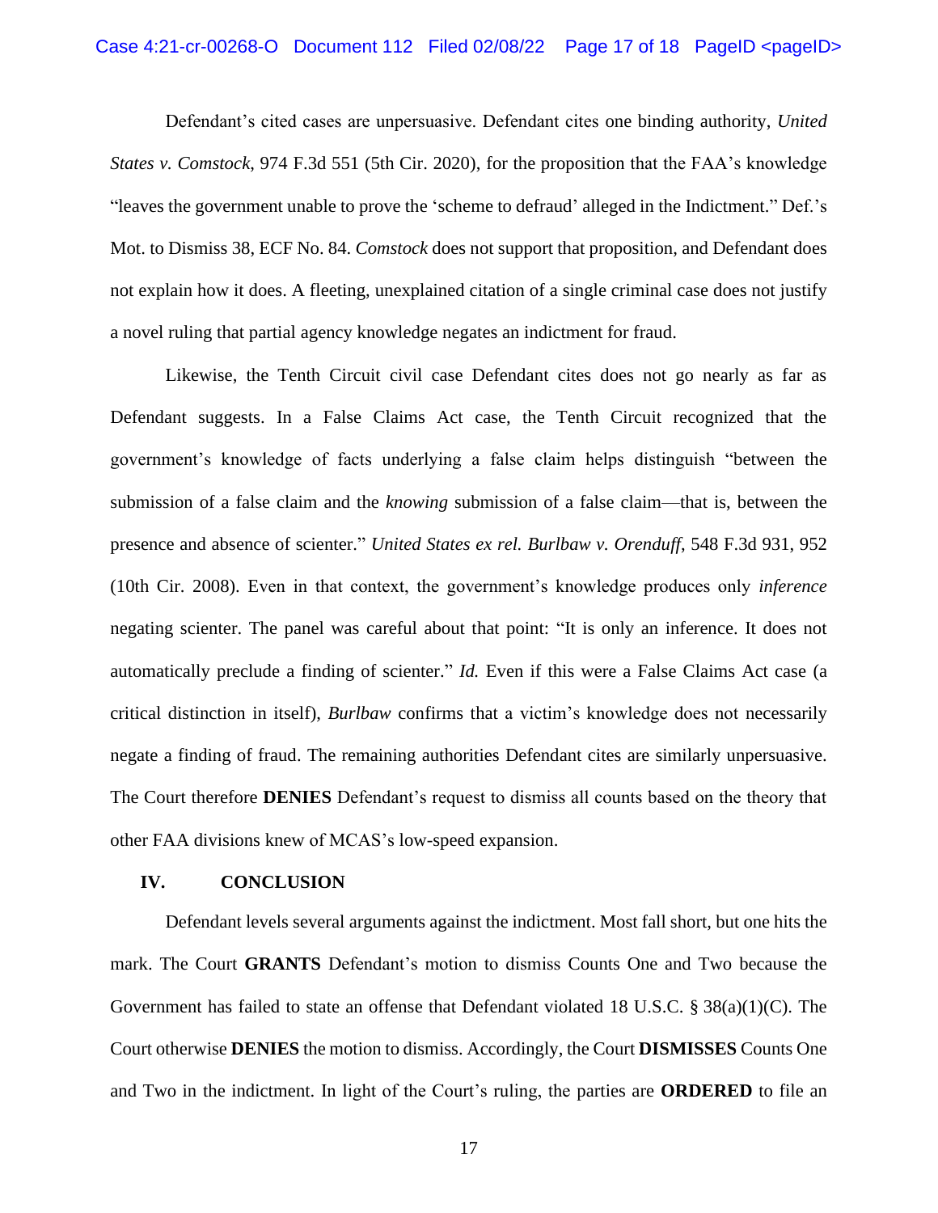Defendant's cited cases are unpersuasive. Defendant cites one binding authority, *United States v. Comstock*, 974 F.3d 551 (5th Cir. 2020), for the proposition that the FAA's knowledge "leaves the government unable to prove the 'scheme to defraud' alleged in the Indictment." Def.'s Mot. to Dismiss 38, ECF No. 84. *Comstock* does not support that proposition, and Defendant does not explain how it does. A fleeting, unexplained citation of a single criminal case does not justify a novel ruling that partial agency knowledge negates an indictment for fraud.

Likewise, the Tenth Circuit civil case Defendant cites does not go nearly as far as Defendant suggests. In a False Claims Act case, the Tenth Circuit recognized that the government's knowledge of facts underlying a false claim helps distinguish "between the submission of a false claim and the *knowing* submission of a false claim—that is, between the presence and absence of scienter." *United States ex rel. Burlbaw v. Orenduff*, 548 F.3d 931, 952 (10th Cir. 2008). Even in that context, the government's knowledge produces only *inference* negating scienter. The panel was careful about that point: "It is only an inference. It does not automatically preclude a finding of scienter." *Id.* Even if this were a False Claims Act case (a critical distinction in itself), *Burlbaw* confirms that a victim's knowledge does not necessarily negate a finding of fraud. The remaining authorities Defendant cites are similarly unpersuasive. The Court therefore **DENIES** Defendant's request to dismiss all counts based on the theory that other FAA divisions knew of MCAS's low-speed expansion.

## IV. CONCLUSION

Defendant levels several arguments against the indictment. Most fall short, but one hits the mark. The Court **GRANTS** Defendant's motion to dismiss Counts One and Two because the Government has failed to state an offense that Defendant violated 18 U.S.C. § 38(a)(1)(C). The Court otherwise **DENIES** the motion to dismiss. Accordingly, the Court **DISMISSES** Counts One and Two in the indictment. In light of the Court's ruling, the parties are **ORDERED** to file an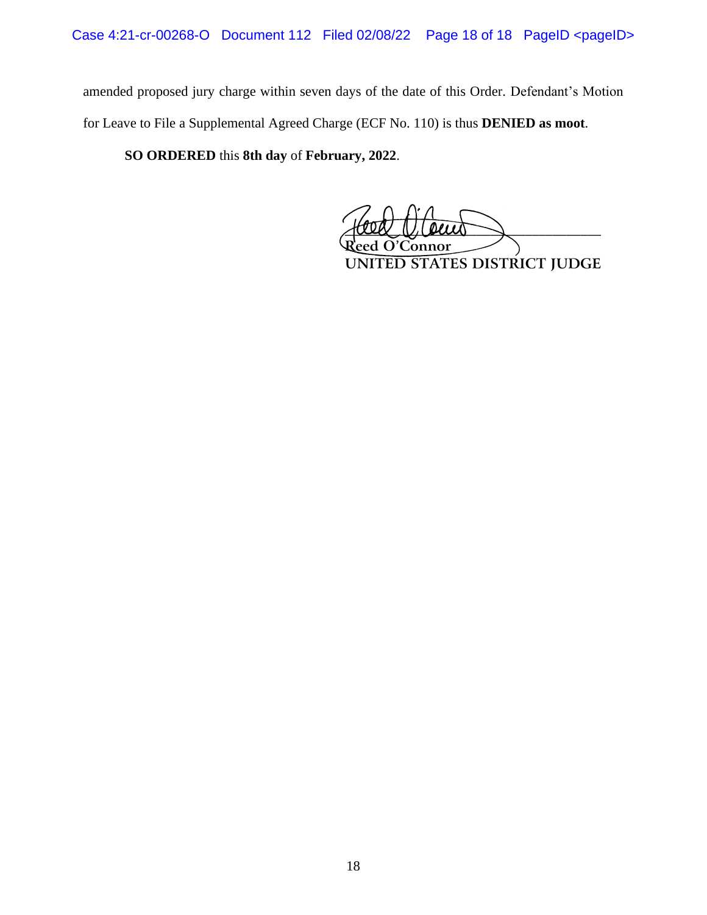amended proposed jury charge within seven days of the date of this Order. Defendant's Motion for Leave to File a Supplemental Agreed Charge (ECF No. 110) is thus **DENIED as moot**.

**SO ORDERED** this **8th day** of **February, 2022**.

Reed O'Connor
UNITED STATES DISTRICT JUDGE